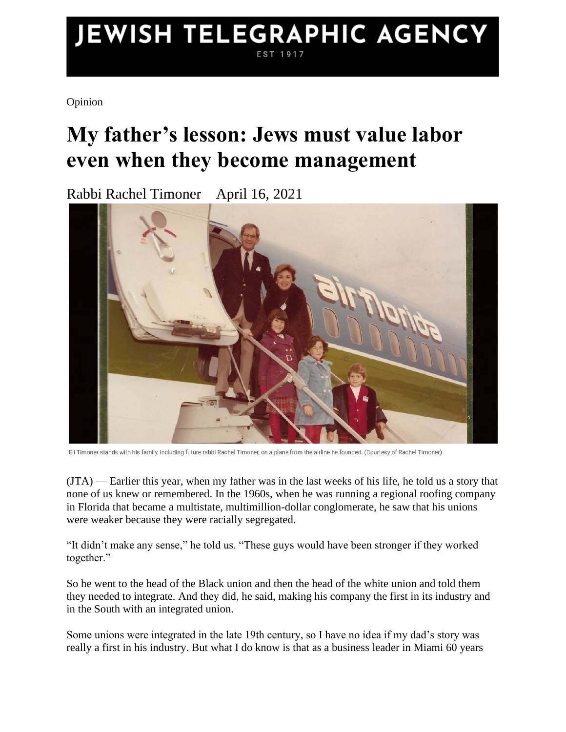JEWISH TELEGRAPHIC AGENCY
EST 1917

Opinion

# My father's lesson: Jews must value labor even when they become management

Rabbi Rachel Timoner    April 16, 2021

Eli Timoner stands with his family, including future rabbi Rachel Timoner, on a plane from the airline he founded. (Courtesy of Rachel Timoner)

(JTA) — Earlier this year, when my father was in the last weeks of his life, he told us a story that none of us knew or remembered. In the 1960s, when he was running a regional roofing company in Florida that became a multistate, multimillion-dollar conglomerate, he saw that his unions were weaker because they were racially segregated.

"It didn't make any sense," he told us. "These guys would have been stronger if they worked together."

So he went to the head of the Black union and then the head of the white union and told them they needed to integrate. And they did, he said, making his company the first in its industry and in the South with an integrated union.

Some unions were integrated in the late 19th century, so I have no idea if my dad's story was really a first in his industry. But what I do know is that as a business leader in Miami 60 years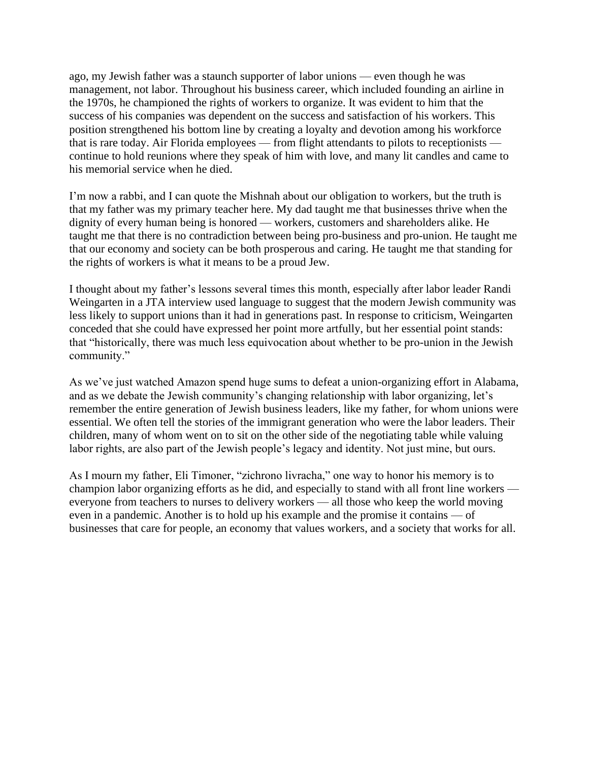ago, my Jewish father was a staunch supporter of labor unions — even though he was management, not labor. Throughout his business career, which included founding an airline in the 1970s, he championed the rights of workers to organize. It was evident to him that the success of his companies was dependent on the success and satisfaction of his workers. This position strengthened his bottom line by creating a loyalty and devotion among his workforce that is rare today. Air Florida employees — from flight attendants to pilots to receptionists — continue to hold reunions where they speak of him with love, and many lit candles and came to his memorial service when he died.

I'm now a rabbi, and I can quote the Mishnah about our obligation to workers, but the truth is that my father was my primary teacher here. My dad taught me that businesses thrive when the dignity of every human being is honored — workers, customers and shareholders alike. He taught me that there is no contradiction between being pro-business and pro-union. He taught me that our economy and society can be both prosperous and caring. He taught me that standing for the rights of workers is what it means to be a proud Jew.

I thought about my father's lessons several times this month, especially after labor leader Randi Weingarten in a JTA interview used language to suggest that the modern Jewish community was less likely to support unions than it had in generations past. In response to criticism, Weingarten conceded that she could have expressed her point more artfully, but her essential point stands: that "historically, there was much less equivocation about whether to be pro-union in the Jewish community."

As we've just watched Amazon spend huge sums to defeat a union-organizing effort in Alabama, and as we debate the Jewish community's changing relationship with labor organizing, let's remember the entire generation of Jewish business leaders, like my father, for whom unions were essential. We often tell the stories of the immigrant generation who were the labor leaders. Their children, many of whom went on to sit on the other side of the negotiating table while valuing labor rights, are also part of the Jewish people's legacy and identity. Not just mine, but ours.

As I mourn my father, Eli Timoner, "zichrono livracha," one way to honor his memory is to champion labor organizing efforts as he did, and especially to stand with all front line workers — everyone from teachers to nurses to delivery workers — all those who keep the world moving even in a pandemic. Another is to hold up his example and the promise it contains — of businesses that care for people, an economy that values workers, and a society that works for all.